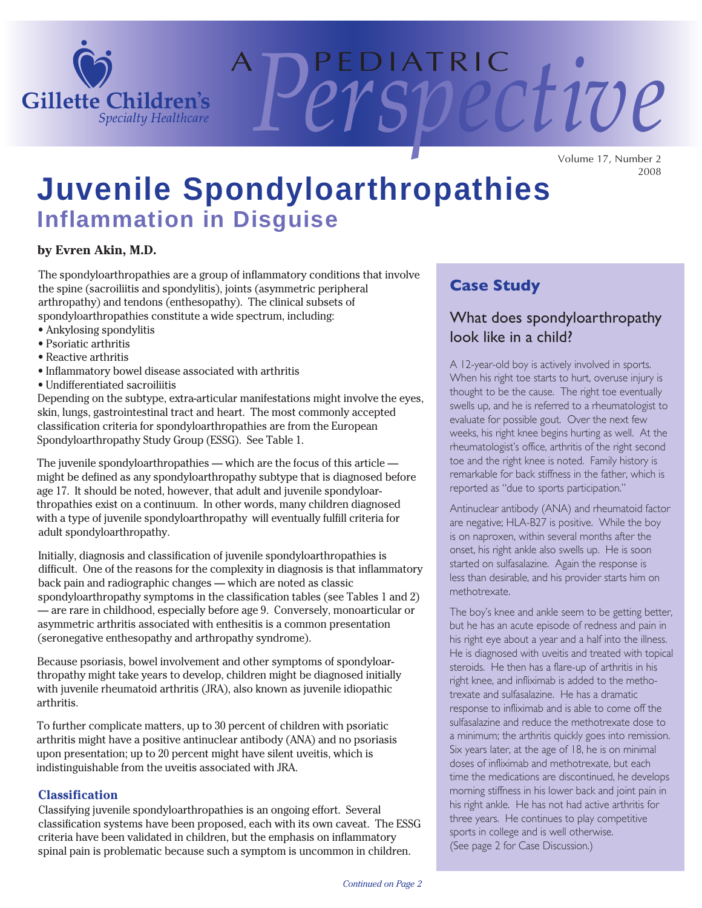# Juvenile Spondyloarthropathies

## Inflammation in Disguise

**by Evren Akin, M.D.**

The spondyloarthropathies are a group of inflammatory conditions that involve the spine (sacroiliitis and spondylitis), joints (asymmetric peripheral arthropathy) and tendons (enthesopathy). The clinical subsets of spondyloarthropathies constitute a wide spectrum, including:

- Ankylosing spondylitis
- Psoriatic arthritis
- Reactive arthritis
- Inflammatory bowel disease associated with arthritis
- Undifferentiated sacroiliitis

Depending on the subtype, extra-articular manifestations might involve the eyes, skin, lungs, gastrointestinal tract and heart. The most commonly accepted classification criteria for spondyloarthropathies are from the European Spondyloarthropathy Study Group (ESSG). See Table 1.

The juvenile spondyloarthropathies — which are the focus of this article — might be defined as any spondyloarthropathy subtype that is diagnosed before age 17. It should be noted, however, that adult and juvenile spondyloarthropathies exist on a continuum. In other words, many children diagnosed with a type of juvenile spondyloarthropathy will eventually fulfill criteria for adult spondyloarthropathy.

Initially, diagnosis and classification of juvenile spondyloarthropathies is difficult. One of the reasons for the complexity in diagnosis is that inflammatory back pain and radiographic changes — which are noted as classic spondyloarthropathy symptoms in the classification tables (see Tables 1 and 2) — are rare in childhood, especially before age 9. Conversely, monoarticular or asymmetric arthritis associated with enthesitis is a common presentation (seronegative enthesopathy and arthropathy syndrome).

Because psoriasis, bowel involvement and other symptoms of spondyloarthropathy might take years to develop, children might be diagnosed initially with juvenile rheumatoid arthritis (JRA), also known as juvenile idiopathic arthritis.

To further complicate matters, up to 30 percent of children with psoriatic arthritis might have a positive antinuclear antibody (ANA) and no psoriasis upon presentation; up to 20 percent might have silent uveitis, which is indistinguishable from the uveitis associated with JRA.

### Classification

Classifying juvenile spondyloarthropathies is an ongoing effort. Several classification systems have been proposed, each with its own caveat. The ESSG criteria have been validated in children, but the emphasis on inflammatory spinal pain is problematic because such a symptom is uncommon in children.

*Continued on Page 2*

## Case Study

### What does spondyloarthropathy look like in a child?

A 12-year-old boy is actively involved in sports. When his right toe starts to hurt, overuse injury is thought to be the cause. The right toe eventually swells up, and he is referred to a rheumatologist to evaluate for possible gout. Over the next few weeks, his right knee begins hurting as well. At the rheumatologist's office, arthritis of the right second toe and the right knee is noted. Family history is remarkable for back stiffness in the father, which is reported as "due to sports participation."

Antinuclear antibody (ANA) and rheumatoid factor are negative; HLA-B27 is positive. While the boy is on naproxen, within several months after the onset, his right ankle also swells up. He is soon started on sulfasalazine. Again the response is less than desirable, and his provider starts him on methotrexate.

The boy's knee and ankle seem to be getting better, but he has an acute episode of redness and pain in his right eye about a year and a half into the illness. He is diagnosed with uveitis and treated with topical steroids. He then has a flare-up of arthritis in his right knee, and infliximab is added to the methotrexate and sulfasalazine. He has a dramatic response to infliximab and is able to come off the sulfasalazine and reduce the methotrexate dose to a minimum; the arthritis quickly goes into remission. Six years later, at the age of 18, he is on minimal doses of infliximab and methotrexate, but each time the medications are discontinued, he develops morning stiffness in his lower back and joint pain in his right ankle. He has not had active arthritis for three years. He continues to play competitive sports in college and is well otherwise.
(See page 2 for Case Discussion.)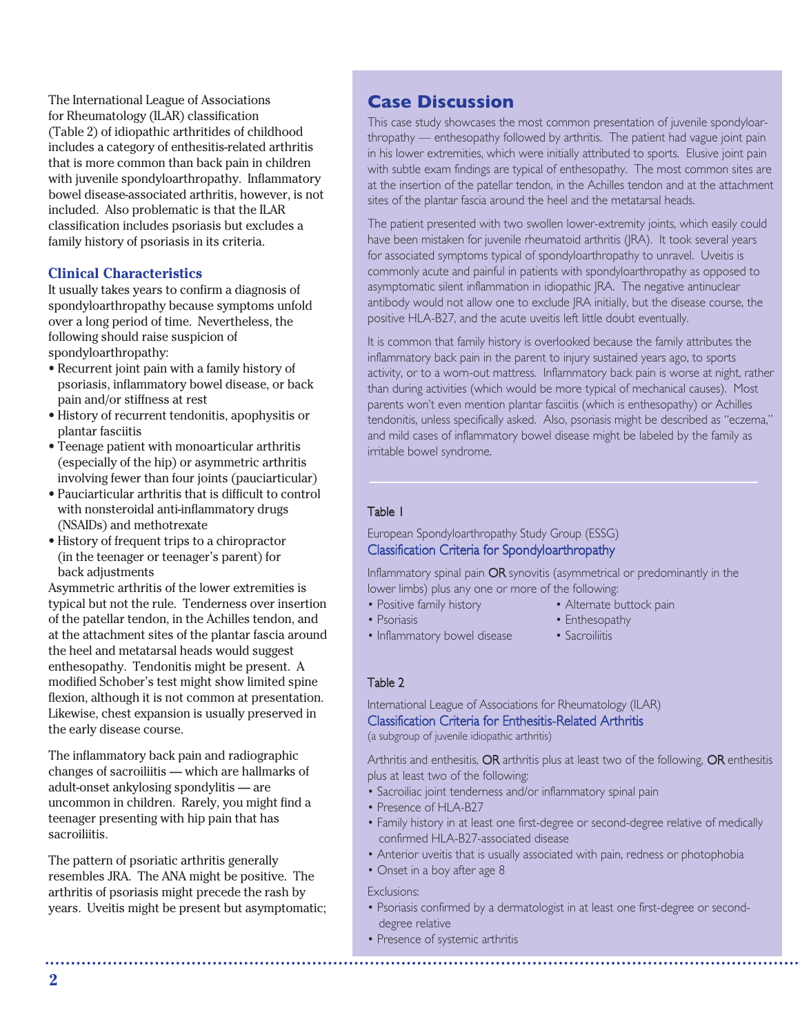The International League of Associations for Rheumatology (ILAR) classification (Table 2) of idiopathic arthritides of childhood includes a category of enthesitis-related arthritis that is more common than back pain in children with juvenile spondyloarthropathy. Inflammatory bowel disease-associated arthritis, however, is not included. Also problematic is that the ILAR classification includes psoriasis but excludes a family history of psoriasis in its criteria.

### Clinical Characteristics

It usually takes years to confirm a diagnosis of spondyloarthropathy because symptoms unfold over a long period of time. Nevertheless, the following should raise suspicion of spondyloarthropathy:

- Recurrent joint pain with a family history of psoriasis, inflammatory bowel disease, or back pain and/or stiffness at rest
- History of recurrent tendonitis, apophysitis or plantar fasciitis
- Teenage patient with monoarticular arthritis (especially of the hip) or asymmetric arthritis involving fewer than four joints (pauciarticular)
- Pauciarticular arthritis that is difficult to control with nonsteroidal anti-inflammatory drugs (NSAIDs) and methotrexate
- History of frequent trips to a chiropractor (in the teenager or teenager's parent) for back adjustments

Asymmetric arthritis of the lower extremities is typical but not the rule. Tenderness over insertion of the patellar tendon, in the Achilles tendon, and at the attachment sites of the plantar fascia around the heel and metatarsal heads would suggest enthesopathy. Tendonitis might be present. A modified Schober's test might show limited spine flexion, although it is not common at presentation. Likewise, chest expansion is usually preserved in the early disease course.

The inflammatory back pain and radiographic changes of sacroiliitis — which are hallmarks of adult-onset ankylosing spondylitis — are uncommon in children. Rarely, you might find a teenager presenting with hip pain that has sacroiliitis.

The pattern of psoriatic arthritis generally resembles JRA. The ANA might be positive. The arthritis of psoriasis might precede the rash by years. Uveitis might be present but asymptomatic;

## Case Discussion

This case study showcases the most common presentation of juvenile spondyloarthropathy — enthesopathy followed by arthritis. The patient had vague joint pain in his lower extremities, which were initially attributed to sports. Elusive joint pain with subtle exam findings are typical of enthesopathy. The most common sites are at the insertion of the patellar tendon, in the Achilles tendon and at the attachment sites of the plantar fascia around the heel and the metatarsal heads.

The patient presented with two swollen lower-extremity joints, which easily could have been mistaken for juvenile rheumatoid arthritis (JRA). It took several years for associated symptoms typical of spondyloarthropathy to unravel. Uveitis is commonly acute and painful in patients with spondyloarthropathy as opposed to asymptomatic silent inflammation in idiopathic JRA. The negative antinuclear antibody would not allow one to exclude JRA initially, but the disease course, the positive HLA-B27, and the acute uveitis left little doubt eventually.

It is common that family history is overlooked because the family attributes the inflammatory back pain in the parent to injury sustained years ago, to sports activity, or to a worn-out mattress. Inflammatory back pain is worse at night, rather than during activities (which would be more typical of mechanical causes). Most parents won't even mention plantar fasciitis (which is enthesopathy) or Achilles tendonitis, unless specifically asked. Also, psoriasis might be described as "eczema," and mild cases of inflammatory bowel disease might be labeled by the family as irritable bowel syndrome.

---

**Table 1**

European Spondyloarthropathy Study Group (ESSG)
Classification Criteria for Spondyloarthropathy

Inflammatory spinal pain **OR** synovitis (asymmetrical or predominantly in the lower limbs) plus any one or more of the following:

- Positive family history
- Psoriasis
- Inflammatory bowel disease
- Alternate buttock pain
- Enthesopathy
- Sacroiliitis

**Table 2**

International League of Associations for Rheumatology (ILAR)
Classification Criteria for Enthesitis-Related Arthritis
(a subgroup of juvenile idiopathic arthritis)

Arthritis and enthesitis, **OR** arthritis plus at least two of the following, **OR** enthesitis plus at least two of the following:

- Sacroiliac joint tenderness and/or inflammatory spinal pain
- Presence of HLA-B27
- Family history in at least one first-degree or second-degree relative of medically confirmed HLA-B27-associated disease
- Anterior uveitis that is usually associated with pain, redness or photophobia
- Onset in a boy after age 8

Exclusions:

- Psoriasis confirmed by a dermatologist in at least one first-degree or second-degree relative
- Presence of systemic arthritis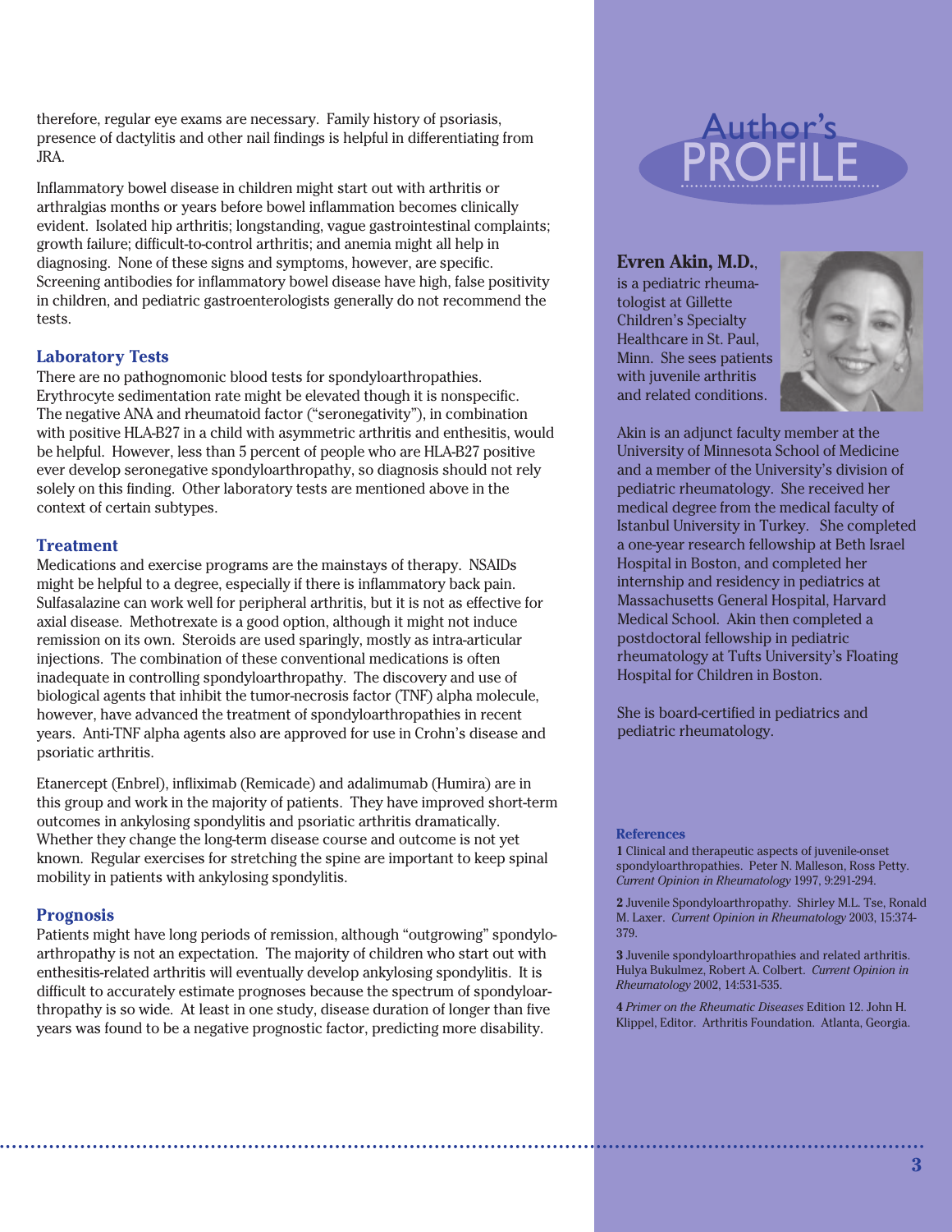therefore, regular eye exams are necessary. Family history of psoriasis, presence of dactylitis and other nail findings is helpful in differentiating from JRA.

Inflammatory bowel disease in children might start out with arthritis or arthralgias months or years before bowel inflammation becomes clinically evident. Isolated hip arthritis; longstanding, vague gastrointestinal complaints; growth failure; difficult-to-control arthritis; and anemia might all help in diagnosing. None of these signs and symptoms, however, are specific. Screening antibodies for inflammatory bowel disease have high, false positivity in children, and pediatric gastroenterologists generally do not recommend the tests.

### Laboratory Tests

There are no pathognomonic blood tests for spondyloarthropathies. Erythrocyte sedimentation rate might be elevated though it is nonspecific. The negative ANA and rheumatoid factor ("seronegativity"), in combination with positive HLA-B27 in a child with asymmetric arthritis and enthesitis, would be helpful. However, less than 5 percent of people who are HLA-B27 positive ever develop seronegative spondyloarthropathy, so diagnosis should not rely solely on this finding. Other laboratory tests are mentioned above in the context of certain subtypes.

### Treatment

Medications and exercise programs are the mainstays of therapy. NSAIDs might be helpful to a degree, especially if there is inflammatory back pain. Sulfasalazine can work well for peripheral arthritis, but it is not as effective for axial disease. Methotrexate is a good option, although it might not induce remission on its own. Steroids are used sparingly, mostly as intra-articular injections. The combination of these conventional medications is often inadequate in controlling spondyloarthropathy. The discovery and use of biological agents that inhibit the tumor-necrosis factor (TNF) alpha molecule, however, have advanced the treatment of spondyloarthropathies in recent years. Anti-TNF alpha agents also are approved for use in Crohn's disease and psoriatic arthritis.

Etanercept (Enbrel), infliximab (Remicade) and adalimumab (Humira) are in this group and work in the majority of patients. They have improved short-term outcomes in ankylosing spondylitis and psoriatic arthritis dramatically. Whether they change the long-term disease course and outcome is not yet known. Regular exercises for stretching the spine are important to keep spinal mobility in patients with ankylosing spondylitis.

### Prognosis

Patients might have long periods of remission, although "outgrowing" spondyloarthropathy is not an expectation. The majority of children who start out with enthesitis-related arthritis will eventually develop ankylosing spondylitis. It is difficult to accurately estimate prognoses because the spectrum of spondyloarthropathy is so wide. At least in one study, disease duration of longer than five years was found to be a negative prognostic factor, predicting more disability.

## Author's PROFILE

**Evren Akin, M.D.**, is a pediatric rheumatologist at Gillette Children's Specialty Healthcare in St. Paul, Minn. She sees patients with juvenile arthritis and related conditions.

Akin is an adjunct faculty member at the University of Minnesota School of Medicine and a member of the University's division of pediatric rheumatology. She received her medical degree from the medical faculty of Istanbul University in Turkey. She completed a one-year research fellowship at Beth Israel Hospital in Boston, and completed her internship and residency in pediatrics at Massachusetts General Hospital, Harvard Medical School. Akin then completed a postdoctoral fellowship in pediatric rheumatology at Tufts University's Floating Hospital for Children in Boston.

She is board-certified in pediatrics and pediatric rheumatology.

### References

**1** Clinical and therapeutic aspects of juvenile-onset spondyloarthropathies. Peter N. Malleson, Ross Petty. *Current Opinion in Rheumatology* 1997, 9:291-294.

**2** Juvenile Spondyloarthropathy. Shirley M.L. Tse, Ronald M. Laxer. *Current Opinion in Rheumatology* 2003, 15:374-379.

**3** Juvenile spondyloarthropathies and related arthritis. Hulya Bukulmez, Robert A. Colbert. *Current Opinion in Rheumatology* 2002, 14:531-535.

**4** *Primer on the Rheumatic Diseases* Edition 12. John H. Klippel, Editor. Arthritis Foundation. Atlanta, Georgia.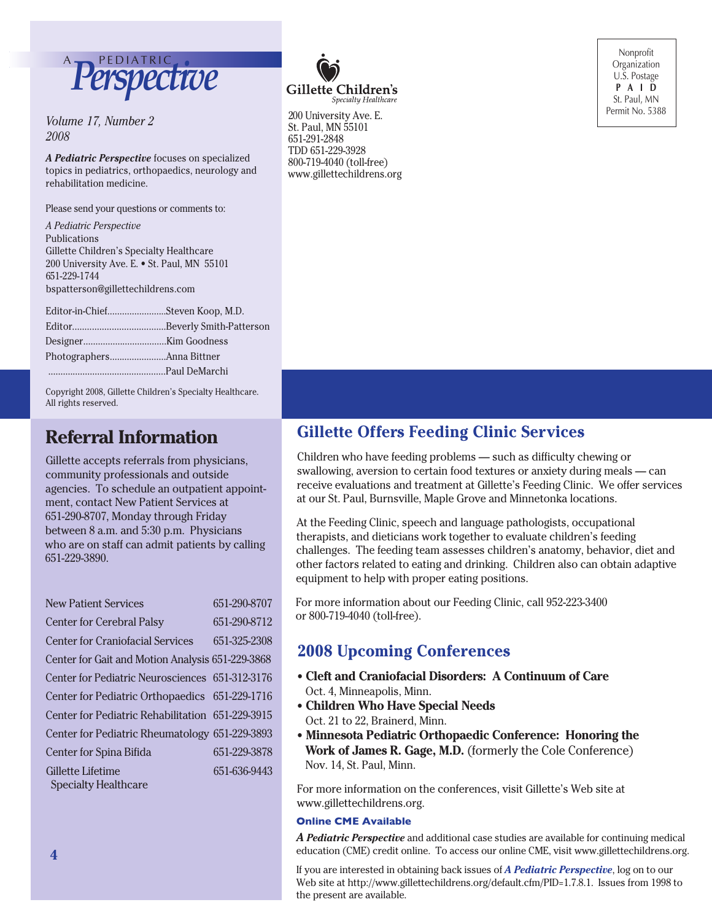# A PEDIATRIC *Perspective*

*Volume 17, Number 2*
*2008*

***A Pediatric Perspective*** focuses on specialized topics in pediatrics, orthopaedics, neurology and rehabilitation medicine.

Please send your questions or comments to:

*A Pediatric Perspective*
Publications
Gillette Children's Specialty Healthcare
200 University Ave. E. • St. Paul, MN 55101
651-229-1744
bspatterson@gillettechildrens.com

| | |
|---|---|
| Editor-in-Chief | Steven Koop, M.D. |
| Editor | Beverly Smith-Patterson |
| Designer | Kim Goodness |
| Photographers | Anna Bittner |
| | Paul DeMarchi |

Copyright 2008, Gillette Children's Specialty Healthcare. All rights reserved.

Gillette Children's
*Specialty Healthcare*

200 University Ave. E.
St. Paul, MN 55101
651-291-2848
TDD 651-229-3928
800-719-4040 (toll-free)
www.gillettechildrens.org

Nonprofit Organization
U.S. Postage
**PAID**
St. Paul, MN
Permit No. 5388

## Referral Information

Gillette accepts referrals from physicians, community professionals and outside agencies. To schedule an outpatient appointment, contact New Patient Services at 651-290-8707, Monday through Friday between 8 a.m. and 5:30 p.m. Physicians who are on staff can admit patients by calling 651-229-3890.

| | |
|---|---|
| New Patient Services | 651-290-8707 |
| Center for Cerebral Palsy | 651-290-8712 |
| Center for Craniofacial Services | 651-325-2308 |
| Center for Gait and Motion Analysis | 651-229-3868 |
| Center for Pediatric Neurosciences | 651-312-3176 |
| Center for Pediatric Orthopaedics | 651-229-1716 |
| Center for Pediatric Rehabilitation | 651-229-3915 |
| Center for Pediatric Rheumatology | 651-229-3893 |
| Center for Spina Bifida | 651-229-3878 |
| Gillette Lifetime Specialty Healthcare | 651-636-9443 |

## Gillette Offers Feeding Clinic Services

Children who have feeding problems — such as difficulty chewing or swallowing, aversion to certain food textures or anxiety during meals — can receive evaluations and treatment at Gillette's Feeding Clinic. We offer services at our St. Paul, Burnsville, Maple Grove and Minnetonka locations.

At the Feeding Clinic, speech and language pathologists, occupational therapists, and dieticians work together to evaluate children's feeding challenges. The feeding team assesses children's anatomy, behavior, diet and other factors related to eating and drinking. Children also can obtain adaptive equipment to help with proper eating positions.

For more information about our Feeding Clinic, call 952-223-3400 or 800-719-4040 (toll-free).

## 2008 Upcoming Conferences

- **Cleft and Craniofacial Disorders: A Continuum of Care**
  Oct. 4, Minneapolis, Minn.
- **Children Who Have Special Needs**
  Oct. 21 to 22, Brainerd, Minn.
- **Minnesota Pediatric Orthopaedic Conference: Honoring the Work of James R. Gage, M.D.** (formerly the Cole Conference)
  Nov. 14, St. Paul, Minn.

For more information on the conferences, visit Gillette's Web site at www.gillettechildrens.org.

**Online CME Available**

***A Pediatric Perspective*** and additional case studies are available for continuing medical education (CME) credit online. To access our online CME, visit www.gillettechildrens.org.

If you are interested in obtaining back issues of ***A Pediatric Perspective***, log on to our Web site at http://www.gillettechildrens.org/default.cfm/PID=1.7.8.1. Issues from 1998 to the present are available.